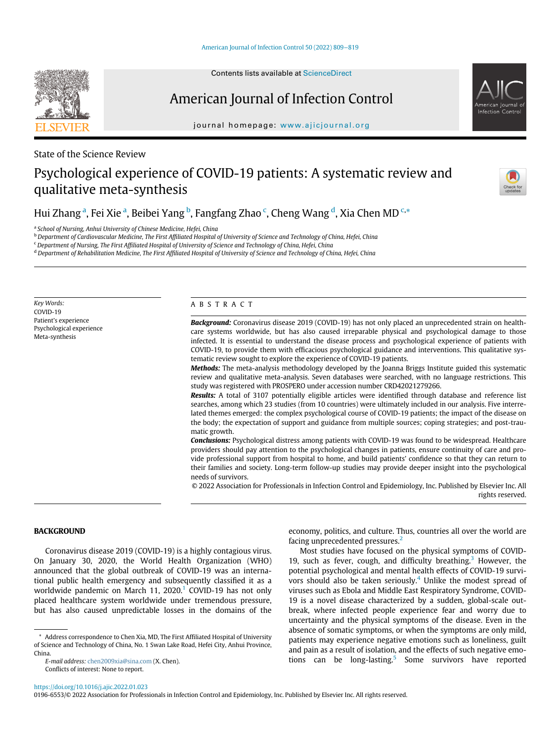State of the Science Review

# Psychological experience of COVID-19 patients: A systematic review and qualitative meta-synthesis

Hui Zhang [a], Fei Xie [a], Beibei Yang [b], Fangfang Zhao [c], Cheng Wang [d], Xia Chen MD [c,*]

[a] School of Nursing, Anhui University of Chinese Medicine, Hefei, China
[b] Department of Cardiovascular Medicine, The First Affiliated Hospital of University of Science and Technology of China, Hefei, China
[c] Department of Nursing, The First Affiliated Hospital of University of Science and Technology of China, Hefei, China
[d] Department of Rehabilitation Medicine, The First Affiliated Hospital of University of Science and Technology of China, Hefei, China

*Key Words:*
COVID-19
Patient's experience
Psychological experience
Meta-synthesis

## ABSTRACT

***Background:*** Coronavirus disease 2019 (COVID-19) has not only placed an unprecedented strain on healthcare systems worldwide, but has also caused irreparable physical and psychological damage to those infected. It is essential to understand the disease process and psychological experience of patients with COVID-19, to provide them with efficacious psychological guidance and interventions. This qualitative systematic review sought to explore the experience of COVID-19 patients.

***Methods:*** The meta-analysis methodology developed by the Joanna Briggs Institute guided this systematic review and qualitative meta-analysis. Seven databases were searched, with no language restrictions. This study was registered with PROSPERO under accession number CRD42021279266.

***Results:*** A total of 3107 potentially eligible articles were identified through database and reference list searches, among which 23 studies (from 10 countries) were ultimately included in our analysis. Five interrelated themes emerged: the complex psychological course of COVID-19 patients; the impact of the disease on the body; the expectation of support and guidance from multiple sources; coping strategies; and post-traumatic growth.

***Conclusions:*** Psychological distress among patients with COVID-19 was found to be widespread. Healthcare providers should pay attention to the psychological changes in patients, ensure continuity of care and provide professional support from hospital to home, and build patients' confidence so that they can return to their families and society. Long-term follow-up studies may provide deeper insight into the psychological needs of survivors.

© 2022 Association for Professionals in Infection Control and Epidemiology, Inc. Published by Elsevier Inc. All rights reserved.

## BACKGROUND

Coronavirus disease 2019 (COVID-19) is a highly contagious virus. On January 30, 2020, the World Health Organization (WHO) announced that the global outbreak of COVID-19 was an international public health emergency and subsequently classified it as a worldwide pandemic on March 11, 2020.[1] COVID-19 has not only placed healthcare system worldwide under tremendous pressure, but has also caused unpredictable losses in the domains of the economy, politics, and culture. Thus, countries all over the world are facing unprecedented pressures.[2]

Most studies have focused on the physical symptoms of COVID-19, such as fever, cough, and difficulty breathing.[3] However, the potential psychological and mental health effects of COVID-19 survivors should also be taken seriously.[4] Unlike the modest spread of viruses such as Ebola and Middle East Respiratory Syndrome, COVID-19 is a novel disease characterized by a sudden, global-scale outbreak, where infected people experience fear and worry due to uncertainty and the physical symptoms of the disease. Even in the absence of somatic symptoms, or when the symptoms are only mild, patients may experience negative emotions such as loneliness, guilt and pain as a result of isolation, and the effects of such negative emotions can be long-lasting.[5] Some survivors have reported

\* Address correspondence to Chen Xia, MD, The First Affiliated Hospital of University of Science and Technology of China, No. 1 Swan Lake Road, Hefei City, Anhui Province, China.

*E-mail address:* chen2009xia@sina.com (X. Chen).

Conflicts of interest: None to report.

https://doi.org/10.1016/j.ajic.2022.01.023
0196-6553/© 2022 Association for Professionals in Infection Control and Epidemiology, Inc. Published by Elsevier Inc. All rights reserved.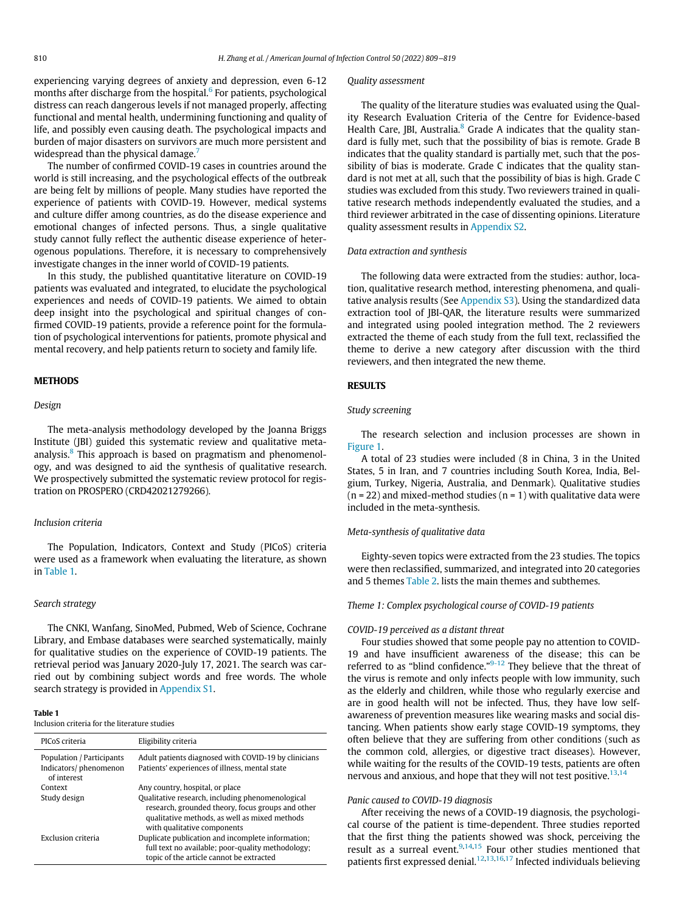experiencing varying degrees of anxiety and depression, even 6-12 months after discharge from the hospital.[6] For patients, psychological distress can reach dangerous levels if not managed properly, affecting functional and mental health, undermining functioning and quality of life, and possibly even causing death. The psychological impacts and burden of major disasters on survivors are much more persistent and widespread than the physical damage.[7]

The number of confirmed COVID-19 cases in countries around the world is still increasing, and the psychological effects of the outbreak are being felt by millions of people. Many studies have reported the experience of patients with COVID-19. However, medical systems and culture differ among countries, as do the disease experience and emotional changes of infected persons. Thus, a single qualitative study cannot fully reflect the authentic disease experience of heterogeneous populations. Therefore, it is necessary to comprehensively investigate changes in the inner world of COVID-19 patients.

In this study, the published quantitative literature on COVID-19 patients was evaluated and integrated, to elucidate the psychological experiences and needs of COVID-19 patients. We aimed to obtain deep insight into the psychological and spiritual changes of confirmed COVID-19 patients, provide a reference point for the formulation of psychological interventions for patients, promote physical and mental recovery, and help patients return to society and family life.

## METHODS

### *Design*

The meta-analysis methodology developed by the Joanna Briggs Institute (JBI) guided this systematic review and qualitative meta-analysis.[8] This approach is based on pragmatism and phenomenology, and was designed to aid the synthesis of qualitative research. We prospectively submitted the systematic review protocol for registration on PROSPERO (CRD42021279266).

### *Inclusion criteria*

The Population, Indicators, Context and Study (PICoS) criteria were used as a framework when evaluating the literature, as shown in Table 1.

### *Search strategy*

The CNKI, Wanfang, SinoMed, Pubmed, Web of Science, Cochrane Library, and Embase databases were searched systematically, mainly for qualitative studies on the experience of COVID-19 patients. The retrieval period was January 2020-July 17, 2021. The search was carried out by combining subject words and free words. The whole search strategy is provided in Appendix S1.

**Table 1**
Inclusion criteria for the literature studies

| PICoS criteria | Eligibility criteria |
|---|---|
| Population / Participants | Adult patients diagnosed with COVID-19 by clinicians |
| Indicators/ phenomenon of interest | Patients' experiences of illness, mental state |
| Context | Any country, hospital, or place |
| Study design | Qualitative research, including phenomenological research, grounded theory, focus groups and other qualitative methods, as well as mixed methods with qualitative components |
| Exclusion criteria | Duplicate publication and incomplete information; full text no available; poor-quality methodology; topic of the article cannot be extracted |

### *Quality assessment*

The quality of the literature studies was evaluated using the Quality Research Evaluation Criteria of the Centre for Evidence-based Health Care, JBI, Australia.[8] Grade A indicates that the quality standard is fully met, such that the possibility of bias is remote. Grade B indicates that the quality standard is partially met, such that the possibility of bias is moderate. Grade C indicates that the quality standard is not met at all, such that the possibility of bias is high. Grade C studies was excluded from this study. Two reviewers trained in qualitative research methods independently evaluated the studies, and a third reviewer arbitrated in the case of dissenting opinions. Literature quality assessment results in Appendix S2.

### *Data extraction and synthesis*

The following data were extracted from the studies: author, location, qualitative research method, interesting phenomena, and qualitative analysis results (See Appendix S3). Using the standardized data extraction tool of JBI-QAR, the literature results were summarized and integrated using pooled integration method. The 2 reviewers extracted the theme of each study from the full text, reclassified the theme to derive a new category after discussion with the third reviewers, and then integrated the new theme.

## RESULTS

### *Study screening*

The research selection and inclusion processes are shown in Figure 1.

A total of 23 studies were included (8 in China, 3 in the United States, 5 in Iran, and 7 countries including South Korea, India, Belgium, Turkey, Nigeria, Australia, and Denmark). Qualitative studies (n = 22) and mixed-method studies (n = 1) with qualitative data were included in the meta-synthesis.

### *Meta-synthesis of qualitative data*

Eighty-seven topics were extracted from the 23 studies. The topics were then reclassified, summarized, and integrated into 20 categories and 5 themes Table 2. lists the main themes and subthemes.

### *Theme 1: Complex psychological course of COVID-19 patients*

#### *COVID-19 perceived as a distant threat*

Four studies showed that some people pay no attention to COVID-19 and have insufficient awareness of the disease; this can be referred to as "blind confidence."[9–12] They believe that the threat of the virus is remote and only infects people with low immunity, such as the elderly and children, while those who regularly exercise and are in good health will not be infected. Thus, they have low self-awareness of prevention measures like wearing masks and social distancing. When patients show early stage COVID-19 symptoms, they often believe that they are suffering from other conditions (such as the common cold, allergies, or digestive tract diseases). However, while waiting for the results of the COVID-19 tests, patients are often nervous and anxious, and hope that they will not test positive.[13,14]

#### *Panic caused to COVID-19 diagnosis*

After receiving the news of a COVID-19 diagnosis, the psychological course of the patient is time-dependent. Three studies reported that the first thing the patients showed was shock, perceiving the result as a surreal event.[9,14,15] Four other studies mentioned that patients first expressed denial.[12,13,16,17] Infected individuals believing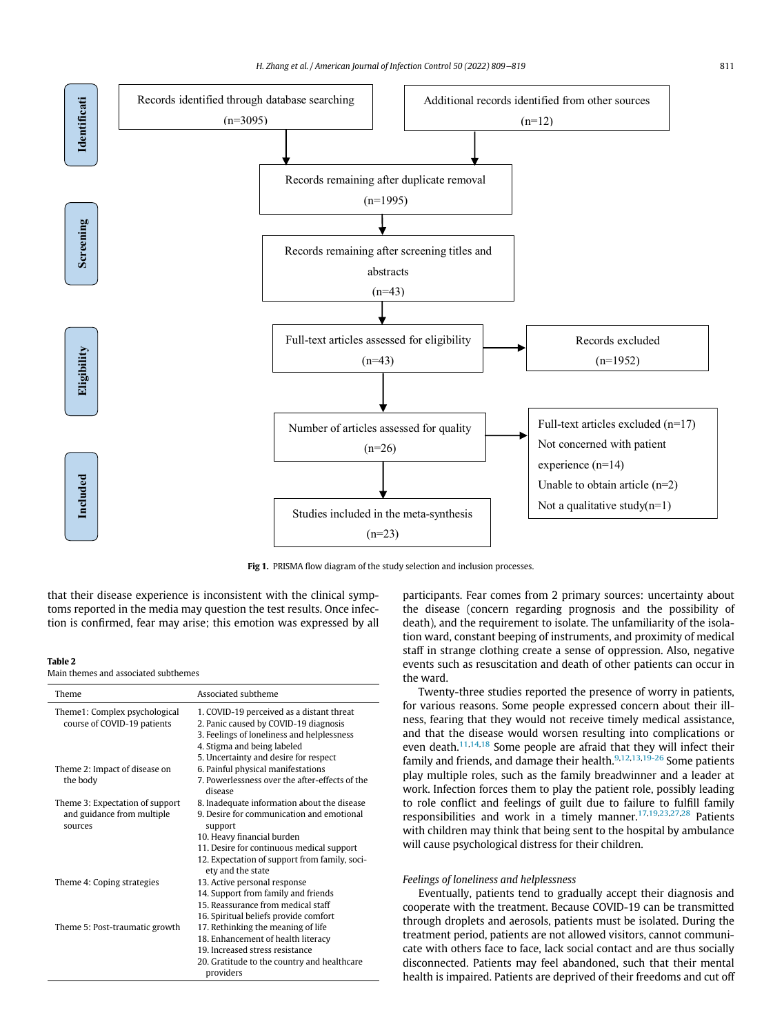Identification

| Records identified through database searching (n=3095) | Additional records identified from other sources (n=12) |
|---|---|

Records remaining after duplicate removal (n=1995)

Screening

Records remaining after screening titles and abstracts (n=43)

Eligibility

Full-text articles assessed for eligibility (n=43) → Records excluded (n=1952)

Number of articles assessed for quality (n=26) → Full-text articles excluded (n=17): Not concerned with patient experience (n=14); Unable to obtain article (n=2); Not a qualitative study (n=1)

Included

Studies included in the meta-synthesis (n=23)

**Fig 1.** PRISMA flow diagram of the study selection and inclusion processes.

that their disease experience is inconsistent with the clinical symptoms reported in the media may question the test results. Once infection is confirmed, fear may arise; this emotion was expressed by all participants. Fear comes from 2 primary sources: uncertainty about the disease (concern regarding prognosis and the possibility of death), and the requirement to isolate. The unfamiliarity of the isolation ward, constant beeping of instruments, and proximity of medical staff in strange clothing create a sense of oppression. Also, negative events such as resuscitation and death of other patients can occur in the ward.

**Table 2**
Main themes and associated subthemes

| Theme | Associated subtheme |
|---|---|
| Theme1: Complex psychological course of COVID-19 patients | 1. COVID-19 perceived as a distant threat<br>2. Panic caused by COVID-19 diagnosis<br>3. Feelings of loneliness and helplessness<br>4. Stigma and being labeled<br>5. Uncertainty and desire for respect |
| Theme 2: Impact of disease on the body | 6. Painful physical manifestations<br>7. Powerlessness over the after-effects of the disease |
| Theme 3: Expectation of support and guidance from multiple sources | 8. Inadequate information about the disease<br>9. Desire for communication and emotional support<br>10. Heavy financial burden<br>11. Desire for continuous medical support<br>12. Expectation of support from family, society and the state |
| Theme 4: Coping strategies | 13. Active personal response<br>14. Support from family and friends<br>15. Reassurance from medical staff<br>16. Spiritual beliefs provide comfort |
| Theme 5: Post-traumatic growth | 17. Rethinking the meaning of life<br>18. Enhancement of health literacy<br>19. Increased stress resistance<br>20. Gratitude to the country and healthcare providers |

Twenty-three studies reported the presence of worry in patients, for various reasons. Some people expressed concern about their illness, fearing that they would not receive timely medical assistance, and that the disease would worsen resulting into complications or even death.[11,14,18] Some people are afraid that they will infect their family and friends, and damage their health.[9,12,13,19-26] Some patients play multiple roles, such as the family breadwinner and a leader at work. Infection forces them to play the patient role, possibly leading to role conflict and feelings of guilt due to failure to fulfill family responsibilities and work in a timely manner.[17,19,23,27,28] Patients with children may think that being sent to the hospital by ambulance will cause psychological distress for their children.

*Feelings of loneliness and helplessness*

Eventually, patients tend to gradually accept their diagnosis and cooperate with the treatment. Because COVID-19 can be transmitted through droplets and aerosols, patients must be isolated. During the treatment period, patients are not allowed visitors, cannot communicate with others face to face, lack social contact and are thus socially disconnected. Patients may feel abandoned, such that their mental health is impaired. Patients are deprived of their freedoms and cut off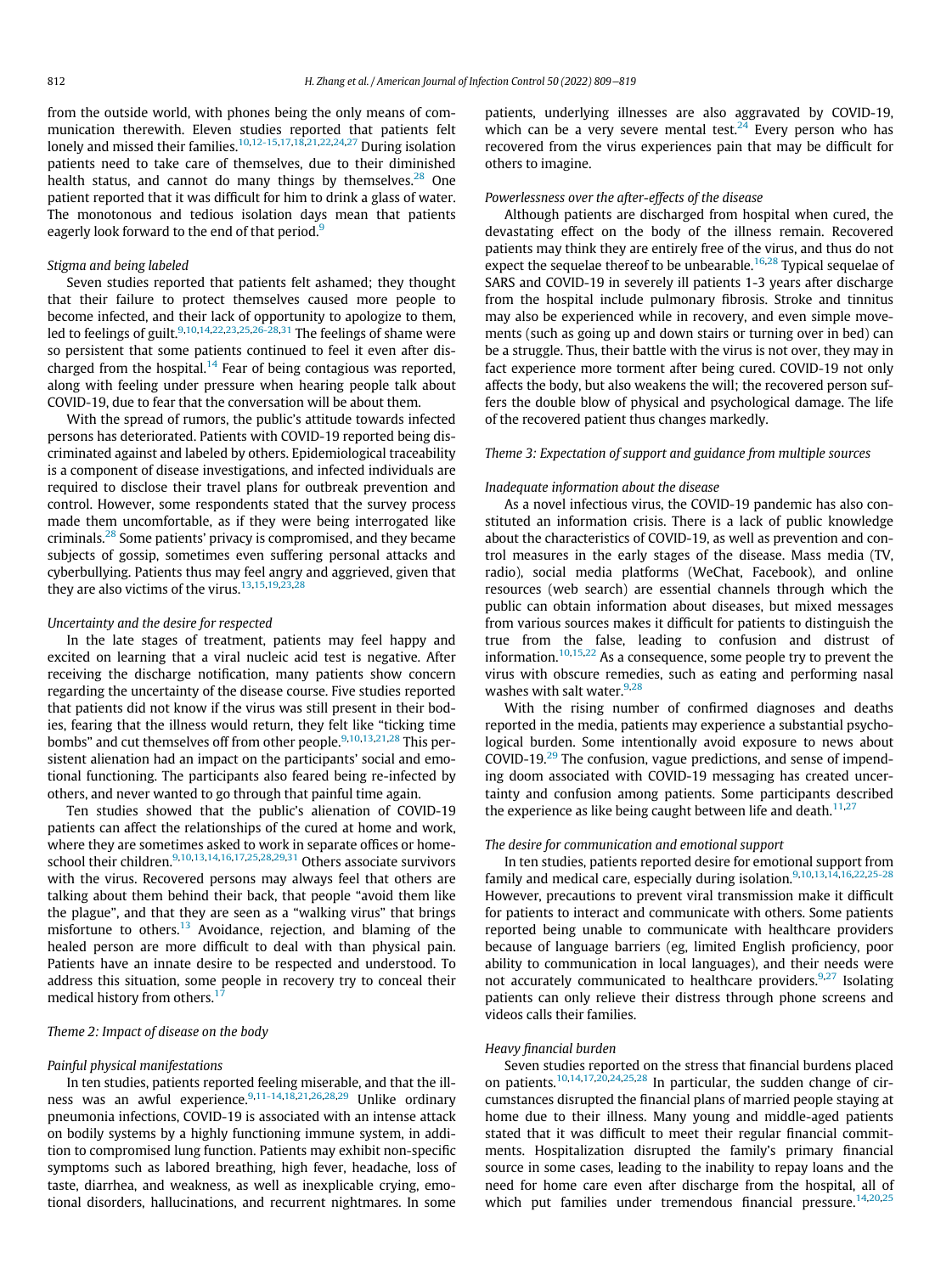from the outside world, with phones being the only means of communication therewith. Eleven studies reported that patients felt lonely and missed their families.[10,12-15,17,18,21,22,24,27] During isolation patients need to take care of themselves, due to their diminished health status, and cannot do many things by themselves.[28] One patient reported that it was difficult for him to drink a glass of water. The monotonous and tedious isolation days mean that patients eagerly look forward to the end of that period.[9]

*Stigma and being labeled*

Seven studies reported that patients felt ashamed; they thought that their failure to protect themselves caused more people to become infected, and their lack of opportunity to apologize to them, led to feelings of guilt.[9,10,14,22,23,25,26-28,31] The feelings of shame were so persistent that some patients continued to feel it even after discharged from the hospital.[14] Fear of being contagious was reported, along with feeling under pressure when hearing people talk about COVID-19, due to fear that the conversation will be about them.

With the spread of rumors, the public's attitude towards infected persons has deteriorated. Patients with COVID-19 reported being discriminated against and labeled by others. Epidemiological traceability is a component of disease investigations, and infected individuals are required to disclose their travel plans for outbreak prevention and control. However, some respondents stated that the survey process made them uncomfortable, as if they were being interrogated like criminals.[28] Some patients' privacy is compromised, and they became subjects of gossip, sometimes even suffering personal attacks and cyberbullying. Patients thus may feel angry and aggrieved, given that they are also victims of the virus.[13,15,19,23,28]

*Uncertainty and the desire for respected*

In the late stages of treatment, patients may feel happy and excited on learning that a viral nucleic acid test is negative. After receiving the discharge notification, many patients show concern regarding the uncertainty of the disease course. Five studies reported that patients did not know if the virus was still present in their bodies, fearing that the illness would return, they felt like "ticking time bombs" and cut themselves off from other people.[9,10,13,21,28] This persistent alienation had an impact on the participants' social and emotional functioning. The participants also feared being re-infected by others, and never wanted to go through that painful time again.

Ten studies showed that the public's alienation of COVID-19 patients can affect the relationships of the cured at home and work, where they are sometimes asked to work in separate offices or home-school their children.[9,10,13,14,16,17,25,28,29,31] Others associate survivors with the virus. Recovered persons may always feel that others are talking about them behind their back, that people "avoid them like the plague", and that they are seen as a "walking virus" that brings misfortune to others.[13] Avoidance, rejection, and blaming of the healed person are more difficult to deal with than physical pain. Patients have an innate desire to be respected and understood. To address this situation, some people in recovery try to conceal their medical history from others.[17]

*Theme 2: Impact of disease on the body*

*Painful physical manifestations*

In ten studies, patients reported feeling miserable, and that the illness was an awful experience.[9,11-14,18,21,26,28,29] Unlike ordinary pneumonia infections, COVID-19 is associated with an intense attack on bodily systems by a highly functioning immune system, in addition to compromised lung function. Patients may exhibit non-specific symptoms such as labored breathing, high fever, headache, loss of taste, diarrhea, and weakness, as well as inexplicable crying, emotional disorders, hallucinations, and recurrent nightmares. In some patients, underlying illnesses are also aggravated by COVID-19, which can be a very severe mental test.[24] Every person who has recovered from the virus experiences pain that may be difficult for others to imagine.

*Powerlessness over the after-effects of the disease*

Although patients are discharged from hospital when cured, the devastating effect on the body of the illness remain. Recovered patients may think they are entirely free of the virus, and thus do not expect the sequelae thereof to be unbearable.[16,28] Typical sequelae of SARS and COVID-19 in severely ill patients 1-3 years after discharge from the hospital include pulmonary fibrosis. Stroke and tinnitus may also be experienced while in recovery, and even simple movements (such as going up and down stairs or turning over in bed) can be a struggle. Thus, their battle with the virus is not over, they may in fact experience more torment after being cured. COVID-19 not only affects the body, but also weakens the will; the recovered person suffers the double blow of physical and psychological damage. The life of the recovered patient thus changes markedly.

*Theme 3: Expectation of support and guidance from multiple sources*

*Inadequate information about the disease*

As a novel infectious virus, the COVID-19 pandemic has also constituted an information crisis. There is a lack of public knowledge about the characteristics of COVID-19, as well as prevention and control measures in the early stages of the disease. Mass media (TV, radio), social media platforms (WeChat, Facebook), and online resources (web search) are essential channels through which the public can obtain information about diseases, but mixed messages from various sources makes it difficult for patients to distinguish the true from the false, leading to confusion and distrust of information.[10,15,22] As a consequence, some people try to prevent the virus with obscure remedies, such as eating and performing nasal washes with salt water.[9,28]

With the rising number of confirmed diagnoses and deaths reported in the media, patients may experience a substantial psychological burden. Some intentionally avoid exposure to news about COVID-19.[29] The confusion, vague predictions, and sense of impending doom associated with COVID-19 messaging has created uncertainty and confusion among patients. Some participants described the experience as like being caught between life and death.[11,27]

*The desire for communication and emotional support*

In ten studies, patients reported desire for emotional support from family and medical care, especially during isolation.[9,10,13,14,16,22,25-28] However, precautions to prevent viral transmission make it difficult for patients to interact and communicate with others. Some patients reported being unable to communicate with healthcare providers because of language barriers (eg, limited English proficiency, poor ability to communication in local languages), and their needs were not accurately communicated to healthcare providers.[9,27] Isolating patients can only relieve their distress through phone screens and videos calls their families.

*Heavy financial burden*

Seven studies reported on the stress that financial burdens placed on patients.[10,14,17,20,24,25,28] In particular, the sudden change of circumstances disrupted the financial plans of married people staying at home due to their illness. Many young and middle-aged patients stated that it was difficult to meet their regular financial commitments. Hospitalization disrupted the family's primary financial source in some cases, leading to the inability to repay loans and the need for home care even after discharge from the hospital, all of which put families under tremendous financial pressure.[14,20,25]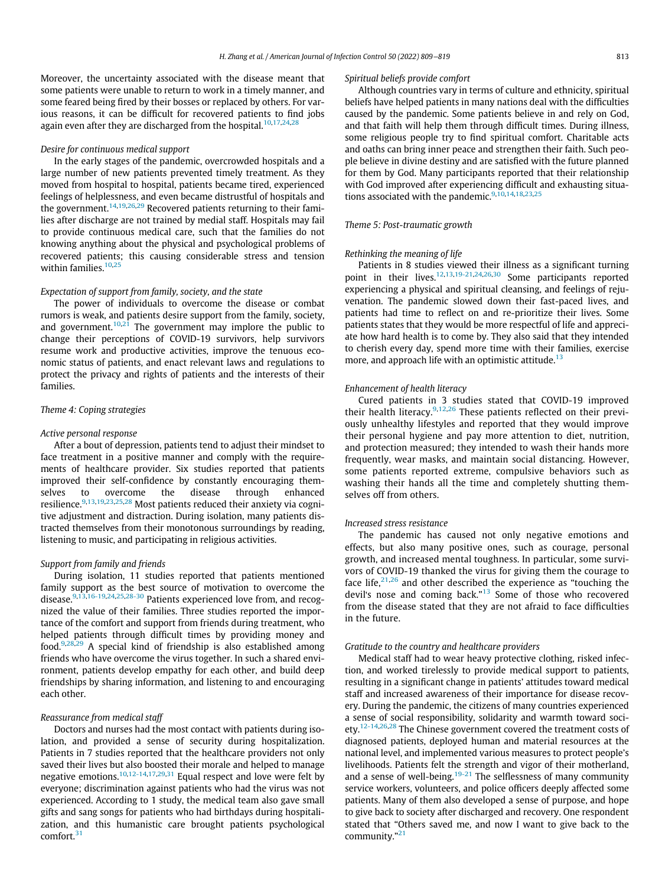Moreover, the uncertainty associated with the disease meant that some patients were unable to return to work in a timely manner, and some feared being fired by their bosses or replaced by others. For various reasons, it can be difficult for recovered patients to find jobs again even after they are discharged from the hospital.[10,17,24,28]

*Desire for continuous medical support*

In the early stages of the pandemic, overcrowded hospitals and a large number of new patients prevented timely treatment. As they moved from hospital to hospital, patients became tired, experienced feelings of helplessness, and even became distrustful of hospitals and the government.[14,19,26,29] Recovered patients returning to their families after discharge are not trained by medial staff. Hospitals may fail to provide continuous medical care, such that the families do not knowing anything about the physical and psychological problems of recovered patients; this causing considerable stress and tension within families.[10,25]

*Expectation of support from family, society, and the state*

The power of individuals to overcome the disease or combat rumors is weak, and patients desire support from the family, society, and government.[10,21] The government may implore the public to change their perceptions of COVID-19 survivors, help survivors resume work and productive activities, improve the tenuous economic status of patients, and enact relevant laws and regulations to protect the privacy and rights of patients and the interests of their families.

*Theme 4: Coping strategies*

*Active personal response*

After a bout of depression, patients tend to adjust their mindset to face treatment in a positive manner and comply with the requirements of healthcare provider. Six studies reported that patients improved their self-confidence by constantly encouraging themselves to overcome the disease through enhanced resilience.[9,13,19,23,25,28] Most patients reduced their anxiety via cognitive adjustment and distraction. During isolation, many patients distracted themselves from their monotonous surroundings by reading, listening to music, and participating in religious activities.

*Support from family and friends*

During isolation, 11 studies reported that patients mentioned family support as the best source of motivation to overcome the disease.[9,13,16-19,24,25,28-30] Patients experienced love from, and recognized the value of their families. Three studies reported the importance of the comfort and support from friends during treatment, who helped patients through difficult times by providing money and food.[9,28,29] A special kind of friendship is also established among friends who have overcome the virus together. In such a shared environment, patients develop empathy for each other, and build deep friendships by sharing information, and listening to and encouraging each other.

*Reassurance from medical staff*

Doctors and nurses had the most contact with patients during isolation, and provided a sense of security during hospitalization. Patients in 7 studies reported that the healthcare providers not only saved their lives but also boosted their morale and helped to manage negative emotions.[10,12-14,17,29,31] Equal respect and love were felt by everyone; discrimination against patients who had the virus was not experienced. According to 1 study, the medical team also gave small gifts and sang songs for patients who had birthdays during hospitalization, and this humanistic care brought patients psychological comfort.[31]

*Spiritual beliefs provide comfort*

Although countries vary in terms of culture and ethnicity, spiritual beliefs have helped patients in many nations deal with the difficulties caused by the pandemic. Some patients believe in and rely on God, and that faith will help them through difficult times. During illness, some religious people try to find spiritual comfort. Charitable acts and oaths can bring inner peace and strengthen their faith. Such people believe in divine destiny and are satisfied with the future planned for them by God. Many participants reported that their relationship with God improved after experiencing difficult and exhausting situations associated with the pandemic.[9,10,14,18,23,25]

*Theme 5: Post-traumatic growth*

*Rethinking the meaning of life*

Patients in 8 studies viewed their illness as a significant turning point in their lives.[12,13,19-21,24,26,30] Some participants reported experiencing a physical and spiritual cleansing, and feelings of rejuvenation. The pandemic slowed down their fast-paced lives, and patients had time to reflect on and re-prioritize their lives. Some patients states that they would be more respectful of life and appreciate how hard health is to come by. They also said that they intended to cherish every day, spend more time with their families, exercise more, and approach life with an optimistic attitude.[13]

*Enhancement of health literacy*

Cured patients in 3 studies stated that COVID-19 improved their health literacy.[9,12,26] These patients reflected on their previously unhealthy lifestyles and reported that they would improve their personal hygiene and pay more attention to diet, nutrition, and protection measured; they intended to wash their hands more frequently, wear masks, and maintain social distancing. However, some patients reported extreme, compulsive behaviors such as washing their hands all the time and completely shutting themselves off from others.

*Increased stress resistance*

The pandemic has caused not only negative emotions and effects, but also many positive ones, such as courage, personal growth, and increased mental toughness. In particular, some survivors of COVID-19 thanked the virus for giving them the courage to face life,[21,26] and other described the experience as "touching the devil's nose and coming back."[13] Some of those who recovered from the disease stated that they are not afraid to face difficulties in the future.

*Gratitude to the country and healthcare providers*

Medical staff had to wear heavy protective clothing, risked infection, and worked tirelessly to provide medical support to patients, resulting in a significant change in patients' attitudes toward medical staff and increased awareness of their importance for disease recovery. During the pandemic, the citizens of many countries experienced a sense of social responsibility, solidarity and warmth toward society.[12-14,26,28] The Chinese government covered the treatment costs of diagnosed patients, deployed human and material resources at the national level, and implemented various measures to protect people's livelihoods. Patients felt the strength and vigor of their motherland, and a sense of well-being.[19-21] The selflessness of many community service workers, volunteers, and police officers deeply affected some patients. Many of them also developed a sense of purpose, and hope to give back to society after discharged and recovery. One respondent stated that "Others saved me, and now I want to give back to the community."[21]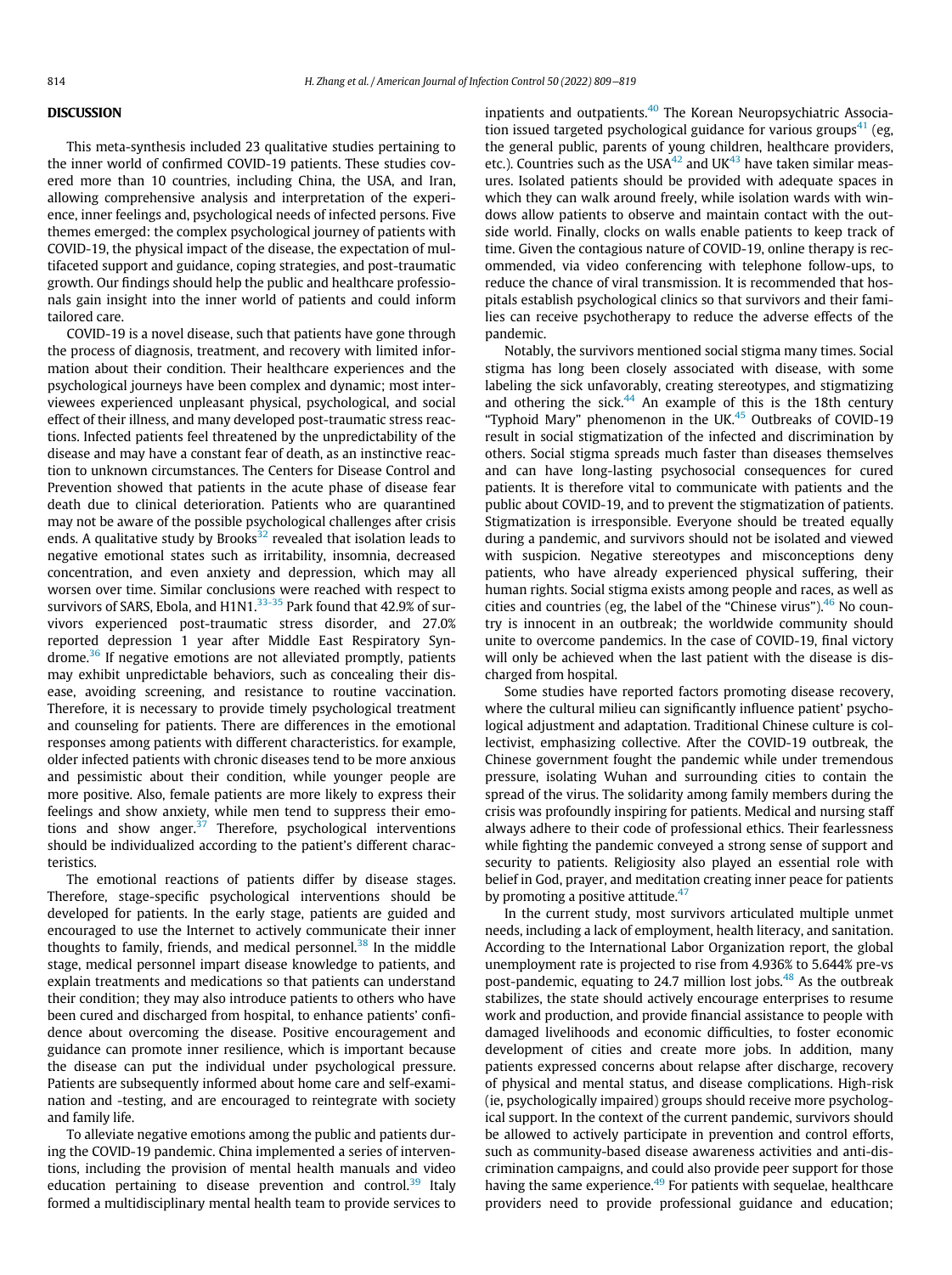## DISCUSSION

This meta-synthesis included 23 qualitative studies pertaining to the inner world of confirmed COVID-19 patients. These studies covered more than 10 countries, including China, the USA, and Iran, allowing comprehensive analysis and interpretation of the experience, inner feelings and, psychological needs of infected persons. Five themes emerged: the complex psychological journey of patients with COVID-19, the physical impact of the disease, the expectation of multifaceted support and guidance, coping strategies, and post-traumatic growth. Our findings should help the public and healthcare professionals gain insight into the inner world of patients and could inform tailored care.

COVID-19 is a novel disease, such that patients have gone through the process of diagnosis, treatment, and recovery with limited information about their condition. Their healthcare experiences and the psychological journeys have been complex and dynamic; most interviewees experienced unpleasant physical, psychological, and social effect of their illness, and many developed post-traumatic stress reactions. Infected patients feel threatened by the unpredictability of the disease and may have a constant fear of death, as an instinctive reaction to unknown circumstances. The Centers for Disease Control and Prevention showed that patients in the acute phase of disease fear death due to clinical deterioration. Patients who are quarantined may not be aware of the possible psychological challenges after crisis ends. A qualitative study by Brooks[32] revealed that isolation leads to negative emotional states such as irritability, insomnia, decreased concentration, and even anxiety and depression, which may all worsen over time. Similar conclusions were reached with respect to survivors of SARS, Ebola, and H1N1.[33-35] Park found that 42.9% of survivors experienced post-traumatic stress disorder, and 27.0% reported depression 1 year after Middle East Respiratory Syndrome.[36] If negative emotions are not alleviated promptly, patients may exhibit unpredictable behaviors, such as concealing their disease, avoiding screening, and resistance to routine vaccination. Therefore, it is necessary to provide timely psychological treatment and counseling for patients. There are differences in the emotional responses among patients with different characteristics. for example, older infected patients with chronic diseases tend to be more anxious and pessimistic about their condition, while younger people are more positive. Also, female patients are more likely to express their feelings and show anxiety, while men tend to suppress their emotions and show anger.[37] Therefore, psychological interventions should be individualized according to the patient's different characteristics.

The emotional reactions of patients differ by disease stages. Therefore, stage-specific psychological interventions should be developed for patients. In the early stage, patients are guided and encouraged to use the Internet to actively communicate their inner thoughts to family, friends, and medical personnel.[38] In the middle stage, medical personnel impart disease knowledge to patients, and explain treatments and medications so that patients can understand their condition; they may also introduce patients to others who have been cured and discharged from hospital, to enhance patients' confidence about overcoming the disease. Positive encouragement and guidance can promote inner resilience, which is important because the disease can put the individual under psychological pressure. Patients are subsequently informed about home care and self-examination and -testing, and are encouraged to reintegrate with society and family life.

To alleviate negative emotions among the public and patients during the COVID-19 pandemic. China implemented a series of interventions, including the provision of mental health manuals and video education pertaining to disease prevention and control.[39] Italy formed a multidisciplinary mental health team to provide services to inpatients and outpatients.[40] The Korean Neuropsychiatric Association issued targeted psychological guidance for various groups[41] (eg, the general public, parents of young children, healthcare providers, etc.). Countries such as the USA[42] and UK[43] have taken similar measures. Isolated patients should be provided with adequate spaces in which they can walk around freely, while isolation wards with windows allow patients to observe and maintain contact with the outside world. Finally, clocks on walls enable patients to keep track of time. Given the contagious nature of COVID-19, online therapy is recommended, via video conferencing with telephone follow-ups, to reduce the chance of viral transmission. It is recommended that hospitals establish psychological clinics so that survivors and their families can receive psychotherapy to reduce the adverse effects of the pandemic.

Notably, the survivors mentioned social stigma many times. Social stigma has long been closely associated with disease, with some labeling the sick unfavorably, creating stereotypes, and stigmatizing and othering the sick.[44] An example of this is the 18th century "Typhoid Mary" phenomenon in the UK.[45] Outbreaks of COVID-19 result in social stigmatization of the infected and discrimination by others. Social stigma spreads much faster than diseases themselves and can have long-lasting psychosocial consequences for cured patients. It is therefore vital to communicate with patients and the public about COVID-19, and to prevent the stigmatization of patients. Stigmatization is irresponsible. Everyone should be treated equally during a pandemic, and survivors should not be isolated and viewed with suspicion. Negative stereotypes and misconceptions deny patients, who have already experienced physical suffering, their human rights. Social stigma exists among people and races, as well as cities and countries (eg, the label of the "Chinese virus").[46] No country is innocent in an outbreak; the worldwide community should unite to overcome pandemics. In the case of COVID-19, final victory will only be achieved when the last patient with the disease is discharged from hospital.

Some studies have reported factors promoting disease recovery, where the cultural milieu can significantly influence patient' psychological adjustment and adaptation. Traditional Chinese culture is collectivist, emphasizing collective. After the COVID-19 outbreak, the Chinese government fought the pandemic while under tremendous pressure, isolating Wuhan and surrounding cities to contain the spread of the virus. The solidarity among family members during the crisis was profoundly inspiring for patients. Medical and nursing staff always adhere to their code of professional ethics. Their fearlessness while fighting the pandemic conveyed a strong sense of support and security to patients. Religiosity also played an essential role with belief in God, prayer, and meditation creating inner peace for patients by promoting a positive attitude.[47]

In the current study, most survivors articulated multiple unmet needs, including a lack of employment, health literacy, and sanitation. According to the International Labor Organization report, the global unemployment rate is projected to rise from 4.936% to 5.644% pre-vs post-pandemic, equating to 24.7 million lost jobs.[48] As the outbreak stabilizes, the state should actively encourage enterprises to resume work and production, and provide financial assistance to people with damaged livelihoods and economic difficulties, to foster economic development of cities and create more jobs. In addition, many patients expressed concerns about relapse after discharge, recovery of physical and mental status, and disease complications. High-risk (ie, psychologically impaired) groups should receive more psychological support. In the context of the current pandemic, survivors should be allowed to actively participate in prevention and control efforts, such as community-based disease awareness activities and anti-discrimination campaigns, and could also provide peer support for those having the same experience.[49] For patients with sequelae, healthcare providers need to provide professional guidance and education;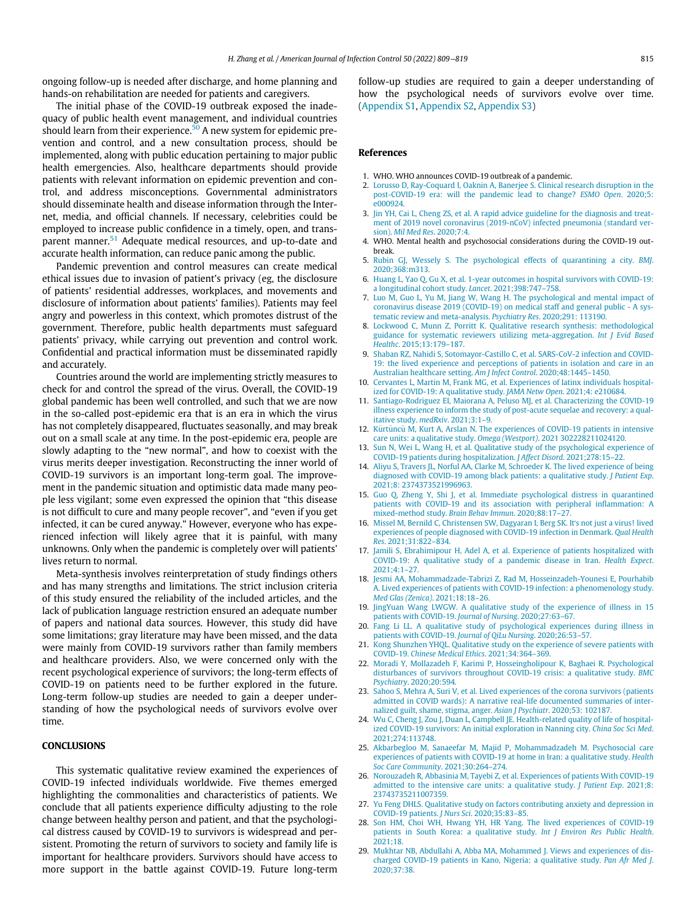ongoing follow-up is needed after discharge, and home planning and hands-on rehabilitation are needed for patients and caregivers.

The initial phase of the COVID-19 outbreak exposed the inadequacy of public health event management, and individual countries should learn from their experience.[50] A new system for epidemic prevention and control, and a new consultation process, should be implemented, along with public education pertaining to major public health emergencies. Also, healthcare departments should provide patients with relevant information on epidemic prevention and control, and address misconceptions. Governmental administrators should disseminate health and disease information through the Internet, media, and official channels. If necessary, celebrities could be employed to increase public confidence in a timely, open, and transparent manner.[51] Adequate medical resources, and up-to-date and accurate health information, can reduce panic among the public.

Pandemic prevention and control measures can create medical ethical issues due to invasion of patient's privacy (eg, the disclosure of patients' residential addresses, workplaces, and movements and disclosure of information about patients' families). Patients may feel angry and powerless in this context, which promotes distrust of the government. Therefore, public health departments must safeguard patients' privacy, while carrying out prevention and control work. Confidential and practical information must be disseminated rapidly and accurately.

Countries around the world are implementing strictly measures to check for and control the spread of the virus. Overall, the COVID-19 global pandemic has been well controlled, and such that we are now in the so-called post-epidemic era that is an era in which the virus has not completely disappeared, fluctuates seasonally, and may break out on a small scale at any time. In the post-epidemic era, people are slowly adapting to the "new normal", and how to coexist with the virus merits deeper investigation. Reconstructing the inner world of COVID-19 survivors is an important long-term goal. The improvement in the pandemic situation and optimistic data made many people less vigilant; some even expressed the opinion that "this disease is not difficult to cure and many people recover", and "even if you get infected, it can be cured anyway." However, everyone who has experienced infection will likely agree that it is painful, with many unknowns. Only when the pandemic is completely over will patients' lives return to normal.

Meta-synthesis involves reinterpretation of study findings others and has many strengths and limitations. The strict inclusion criteria of this study ensured the reliability of the included articles, and the lack of publication language restriction ensured an adequate number of papers and national data sources. However, this study did have some limitations; gray literature may have been missed, and the data were mainly from COVID-19 survivors rather than family members and healthcare providers. Also, we were concerned only with the recent psychological experience of survivors; the long-term effects of COVID-19 on patients need to be further explored in the future. Long-term follow-up studies are needed to gain a deeper understanding of how the psychological needs of survivors evolve over time.

## CONCLUSIONS

This systematic qualitative review examined the experiences of COVID-19 infected individuals worldwide. Five themes emerged highlighting the commonalities and characteristics of patients. We conclude that all patients experience difficulty adjusting to the role change between healthy person and patient, and that the psychological distress caused by COVID-19 to survivors is widespread and persistent. Promoting the return of survivors to society and family life is important for healthcare providers. Survivors should have access to more support in the battle against COVID-19. Future long-term follow-up studies are required to gain a deeper understanding of how the psychological needs of survivors evolve over time. (Appendix S1, Appendix S2, Appendix S3)

## References

1. WHO. WHO announces COVID-19 outbreak of a pandemic.
2. Lorusso D, Ray-Coquard I, Oaknin A, Banerjee S. Clinical research disruption in the post-COVID-19 era: will the pandemic lead to change? *ESMO Open*. 2020;5: e000924.
3. Jin YH, Cai L, Cheng ZS, et al. A rapid advice guideline for the diagnosis and treatment of 2019 novel coronavirus (2019-nCoV) infected pneumonia (standard version). *Mil Med Res*. 2020;7:4.
4. WHO. Mental health and psychosocial considerations during the COVID-19 outbreak.
5. Rubin GJ, Wessely S. The psychological effects of quarantining a city. *BMJ*. 2020;368:m313.
6. Huang L, Yao Q, Gu X, et al. 1-year outcomes in hospital survivors with COVID-19: a longitudinal cohort study. *Lancet*. 2021;398:747–758.
7. Luo M, Guo L, Yu M, Jiang W, Wang H. The psychological and mental impact of coronavirus disease 2019 (COVID-19) on medical staff and general public - A systematic review and meta-analysis. *Psychiatry Res*. 2020;291: 113190.
8. Lockwood C, Munn Z, Porritt K. Qualitative research synthesis: methodological guidance for systematic reviewers utilizing meta-aggregation. *Int J Evid Based Healthc*. 2015;13:179–187.
9. Shaban RZ, Nahidi S, Sotomayor-Castillo C, et al. SARS-CoV-2 infection and COVID-19: the lived experience and perceptions of patients in isolation and care in an Australian healthcare setting. *Am J Infect Control*. 2020;48:1445–1450.
10. Cervantes L, Martin M, Frank MG, et al. Experiences of latinx individuals hospitalized for COVID-19: A qualitative study. *JAMA Netw Open*. 2021;4: e210684.
11. Santiago-Rodriguez EI, Maiorana A, Peluso MJ, et al. Characterizing the COVID-19 illness experience to inform the study of post-acute sequelae and recovery: a qualitative study. *medRxiv*. 2021;3:1–9.
12. Kürtüncü M, Kurt A, Arslan N. The experiences of COVID-19 patients in intensive care units: a qualitative study. *Omega (Westport)*. 2021 302228211024120.
13. Sun N, Wei L, Wang H, et al. Qualitative study of the psychological experience of COVID-19 patients during hospitalization. *J Affect Disord*. 2021;278:15–22.
14. Aliyu S, Travers JL, Norful AA, Clarke M, Schroeder K. The lived experience of being diagnosed with COVID-19 among black patients: a qualitative study. *J Patient Exp*. 2021;8: 2374373521996963.
15. Guo Q, Zheng Y, Shi J, et al. Immediate psychological distress in quarantined patients with COVID-19 and its association with peripheral inflammation: A mixed-method study. *Brain Behav Immun*. 2020;88:17–27.
16. Missel M, Bernild C, Christensen SW, Dagyaran I, Berg SK. It's not just a virus! Lived experiences of people diagnosed with COVID-19 infection in Denmark. *Qual Health Res*. 2021;31:822–834.
17. Jamili S, Ebrahimipour H, Adel A, et al. Experience of patients hospitalized with COVID-19: A qualitative study of a pandemic disease in Iran. *Health Expect*. 2021;4:1–27.
18. Jesmi AA, Mohammadzade-Tabrizi Z, Rad M, Hosseinzadeh-Younesi E, Pourhabib A. Lived experiences of patients with COVID-19 infection: a phenomenology study. *Med Glas (Zenica)*. 2021;18:18–26.
19. JingYuan Wang LWGW. A qualitative study of the experience of illness in 15 patients with COVID-19. *Journal of Nursing*. 2020;27:63–67.
20. Fang Li LL. A qualitative study of psychological experiences during illness in patients with COVID-19. *Journal of QiLu Nursing*. 2020;26:53–57.
21. Kong Shunzhen YHQL. Qualitative study on the experience of severe patients with COVID-19. *Chinese Medical Ethics*. 2021;34:364–369.
22. Moradi Y, Mollazadeh F, Karimi P, Hosseingholipour K, Baghaei R. Psychological disturbances of survivors throughout COVID-19 crisis: a qualitative study. *BMC Psychiatry*. 2020;20:594.
23. Sahoo S, Mehra A, Suri V, et al. Lived experiences of the corona survivors (patients admitted in COVID wards): A narrative real-life documented summaries of internalized guilt, shame, stigma, anger. *Asian J Psychiatr*. 2020;53: 102187.
24. Wu C, Cheng J, Zou J, Duan L, Campbell JE. Health-related quality of life of hospitalized COVID-19 survivors: An initial exploration in Nanning city. *China Soc Sci Med*. 2021;274:113748.
25. Akbarbegloo M, Sanaeefar M, Majid P, Mohammadzadeh M. Psychosocial care experiences of patients with COVID-19 at home in Iran: a qualitative study. *Health Soc Care Community*. 2021;30:264–274.
26. Norouzadeh R, Abbasinia M, Tayebi Z, et al. Experiences of patients With COVID-19 admitted to the intensive care units: a qualitative study. *J Patient Exp*. 2021;8: 23743735211007359.
27. Yu Feng DHLS. Qualitative study on factors contributing anxiety and depression in COVID-19 patients. *J Nurs Sci*. 2020;35:83–85.
28. Son HM, Choi WH, Hwang YH, HR Yang. The lived experiences of COVID-19 patients in South Korea: a qualitative study. *Int J Environ Res Public Health*. 2021;18.
29. Mukhtar NB, Abdullahi A, Abba MA, Mohammed J. Views and experiences of discharged COVID-19 patients in Kano, Nigeria: a qualitative study. *Pan Afr Med J*. 2020;37:38.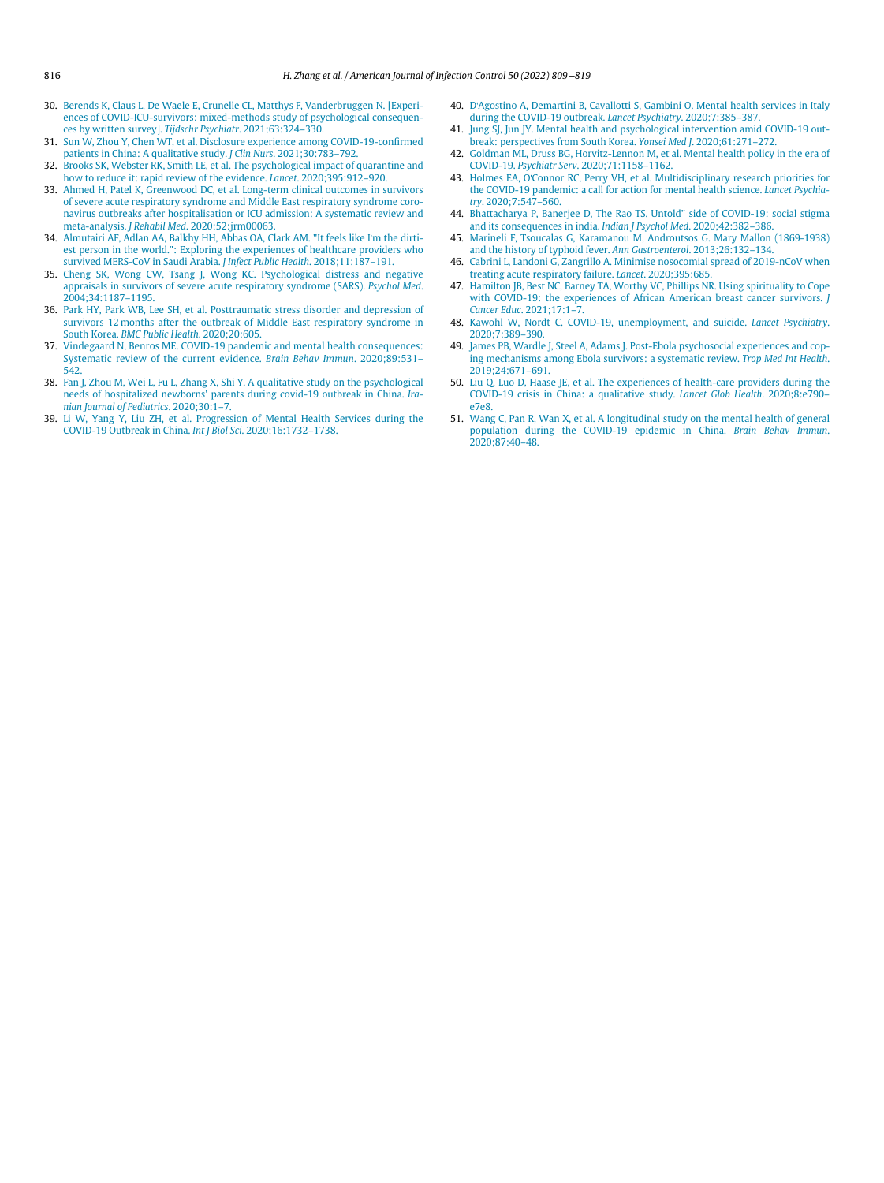30. Berends K, Claus L, De Waele E, Crunelle CL, Matthys F, Vanderbruggen N. [Experiences of COVID-ICU-survivors: mixed-methods study of psychological consequences by written survey]. *Tijdschr Psychiatr*. 2021;63:324–330.
31. Sun W, Zhou Y, Chen WT, et al. Disclosure experience among COVID-19-confirmed patients in China: A qualitative study. *J Clin Nurs*. 2021;30:783–792.
32. Brooks SK, Webster RK, Smith LE, et al. The psychological impact of quarantine and how to reduce it: rapid review of the evidence. *Lancet*. 2020;395:912–920.
33. Ahmed H, Patel K, Greenwood DC, et al. Long-term clinical outcomes in survivors of severe acute respiratory syndrome and Middle East respiratory syndrome coronavirus outbreaks after hospitalisation or ICU admission: A systematic review and meta-analysis. *J Rehabil Med*. 2020;52:jrm00063.
34. Almutairi AF, Adlan AA, Balkhy HH, Abbas OA, Clark AM. "It feels like I'm the dirtiest person in the world.": Exploring the experiences of healthcare providers who survived MERS-CoV in Saudi Arabia. *J Infect Public Health*. 2018;11:187–191.
35. Cheng SK, Wong CW, Tsang J, Wong KC. Psychological distress and negative appraisals in survivors of severe acute respiratory syndrome (SARS). *Psychol Med*. 2004;34:1187–1195.
36. Park HY, Park WB, Lee SH, et al. Posttraumatic stress disorder and depression of survivors 12 months after the outbreak of Middle East respiratory syndrome in South Korea. *BMC Public Health*. 2020;20:605.
37. Vindegaard N, Benros ME. COVID-19 pandemic and mental health consequences: Systematic review of the current evidence. *Brain Behav Immun*. 2020;89:531–542.
38. Fan J, Zhou M, Wei L, Fu L, Zhang X, Shi Y. A qualitative study on the psychological needs of hospitalized newborns' parents during covid-19 outbreak in China. *Iranian Journal of Pediatrics*. 2020;30:1–7.
39. Li W, Yang Y, Liu ZH, et al. Progression of Mental Health Services during the COVID-19 Outbreak in China. *Int J Biol Sci*. 2020;16:1732–1738.
40. D'Agostino A, Demartini B, Cavallotti S, Gambini O. Mental health services in Italy during the COVID-19 outbreak. *Lancet Psychiatry*. 2020;7:385–387.
41. Jung SJ, Jun JY. Mental health and psychological intervention amid COVID-19 outbreak: perspectives from South Korea. *Yonsei Med J*. 2020;61:271–272.
42. Goldman ML, Druss BG, Horvitz-Lennon M, et al. Mental health policy in the era of COVID-19. *Psychiatr Serv*. 2020;71:1158–1162.
43. Holmes EA, O'Connor RC, Perry VH, et al. Multidisciplinary research priorities for the COVID-19 pandemic: a call for action for mental health science. *Lancet Psychiatry*. 2020;7:547–560.
44. Bhattacharya P, Banerjee D, The Rao TS. Untold" side of COVID-19: social stigma and its consequences in india. *Indian J Psychol Med*. 2020;42:382–386.
45. Marineli F, Tsoucalas G, Karamanou M, Androutsos G. Mary Mallon (1869-1938) and the history of typhoid fever. *Ann Gastroenterol*. 2013;26:132–134.
46. Cabrini L, Landoni G, Zangrillo A. Minimise nosocomial spread of 2019-nCoV when treating acute respiratory failure. *Lancet*. 2020;395:685.
47. Hamilton JB, Best NC, Barney TA, Worthy VC, Phillips NR. Using spirituality to Cope with COVID-19: the experiences of African American breast cancer survivors. *J Cancer Educ*. 2021;17:1–7.
48. Kawohl W, Nordt C. COVID-19, unemployment, and suicide. *Lancet Psychiatry*. 2020;7:389–390.
49. James PB, Wardle J, Steel A, Adams J. Post-Ebola psychosocial experiences and coping mechanisms among Ebola survivors: a systematic review. *Trop Med Int Health*. 2019;24:671–691.
50. Liu Q, Luo D, Haase JE, et al. The experiences of health-care providers during the COVID-19 crisis in China: a qualitative study. *Lancet Glob Health*. 2020;8:e790–e7e8.
51. Wang C, Pan R, Wan X, et al. A longitudinal study on the mental health of general population during the COVID-19 epidemic in China. *Brain Behav Immun*. 2020;87:40–48.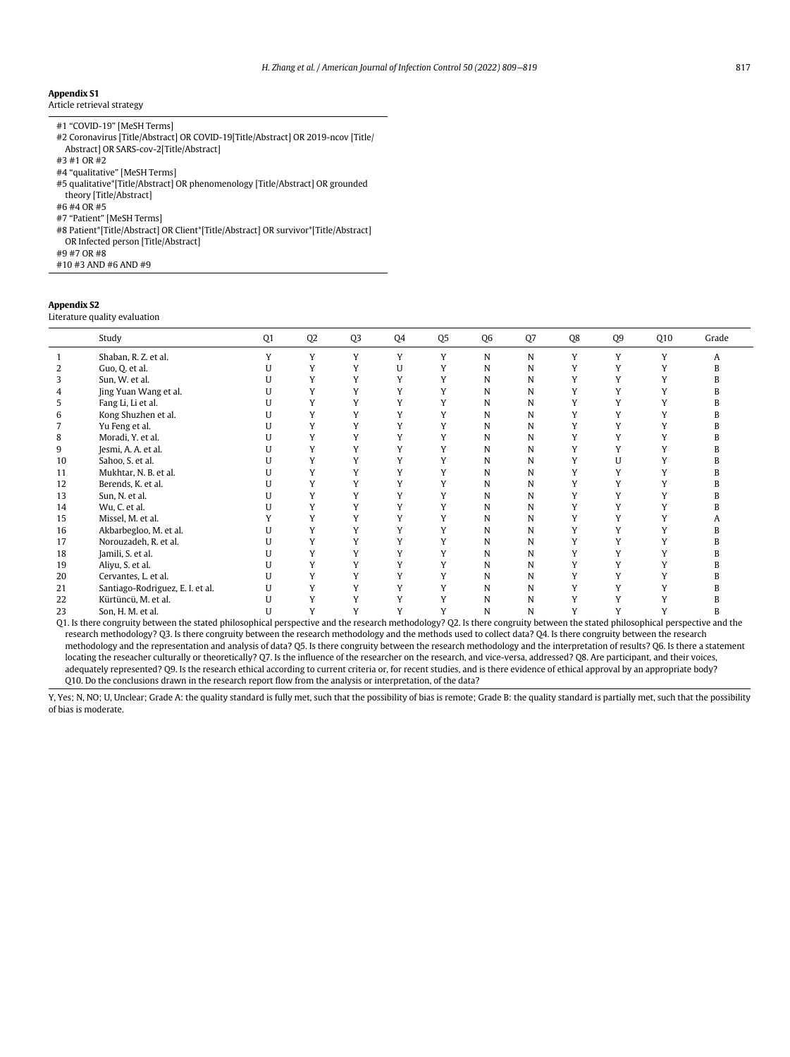**Appendix S1**

Article retrieval strategy

| |
|---|
| #1 "COVID-19" [MeSH Terms] |
| #2 Coronavirus [Title/Abstract] OR COVID-19[Title/Abstract] OR 2019-ncov [Title/Abstract] OR SARS-cov-2[Title/Abstract] |
| #3 #1 OR #2 |
| #4 "qualitative" [MeSH Terms] |
| #5 qualitative*[Title/Abstract] OR phenomenology [Title/Abstract] OR grounded theory [Title/Abstract] |
| #6 #4 OR #5 |
| #7 "Patient" [MeSH Terms] |
| #8 Patient*[Title/Abstract] OR Client*[Title/Abstract] OR survivor*[Title/Abstract] OR Infected person [Title/Abstract] |
| #9 #7 OR #8 |
| #10 #3 AND #6 AND #9 |

**Appendix S2**

Literature quality evaluation

| | Study | Q1 | Q2 | Q3 | Q4 | Q5 | Q6 | Q7 | Q8 | Q9 | Q10 | Grade |
|---|---|---|---|---|---|---|---|---|---|---|---|---|
| 1 | Shaban, R. Z. et al. | Y | Y | Y | Y | Y | N | N | Y | Y | Y | A |
| 2 | Guo, Q. et al. | U | Y | Y | U | Y | N | N | Y | Y | Y | B |
| 3 | Sun, W. et al. | U | Y | Y | Y | Y | N | N | Y | Y | Y | B |
| 4 | Jing Yuan Wang et al. | U | Y | Y | Y | Y | N | N | Y | Y | Y | B |
| 5 | Fang Li, Li et al. | U | Y | Y | Y | Y | N | N | Y | Y | Y | B |
| 6 | Kong Shuzhen et al. | U | Y | Y | Y | Y | N | N | Y | Y | Y | B |
| 7 | Yu Feng et al. | U | Y | Y | Y | Y | N | N | Y | Y | Y | B |
| 8 | Moradi, Y. et al. | U | Y | Y | Y | Y | N | N | Y | Y | Y | B |
| 9 | Jesmi, A. A. et al. | U | Y | Y | Y | Y | N | N | Y | Y | Y | B |
| 10 | Sahoo, S. et al. | U | Y | Y | Y | Y | N | N | Y | U | Y | B |
| 11 | Mukhtar, N. B. et al. | U | Y | Y | Y | Y | N | N | Y | Y | Y | B |
| 12 | Berends, K. et al. | U | Y | Y | Y | Y | N | N | Y | Y | Y | B |
| 13 | Sun, N. et al. | U | Y | Y | Y | Y | N | N | Y | Y | Y | B |
| 14 | Wu, C. et al. | U | Y | Y | Y | Y | N | N | Y | Y | Y | B |
| 15 | Missel, M. et al. | Y | Y | Y | Y | Y | N | N | Y | Y | Y | A |
| 16 | Akbarbegloo, M. et al. | U | Y | Y | Y | Y | N | N | Y | Y | Y | B |
| 17 | Norouzadeh, R. et al. | U | Y | Y | Y | Y | N | N | Y | Y | Y | B |
| 18 | Jamili, S. et al. | U | Y | Y | Y | Y | N | N | Y | Y | Y | B |
| 19 | Aliyu, S. et al. | U | Y | Y | Y | Y | N | N | Y | Y | Y | B |
| 20 | Cervantes, L. et al. | U | Y | Y | Y | Y | N | N | Y | Y | Y | B |
| 21 | Santiago-Rodriguez, E. I. et al. | U | Y | Y | Y | Y | N | N | Y | Y | Y | B |
| 22 | Kürtüncü, M. et al. | U | Y | Y | Y | Y | N | N | Y | Y | Y | B |
| 23 | Son, H. M. et al. | U | Y | Y | Y | Y | N | N | Y | Y | Y | B |

Q1. Is there congruity between the stated philosophical perspective and the research methodology? Q2. Is there congruity between the stated philosophical perspective and the research methodology? Q3. Is there congruity between the research methodology and the methods used to collect data? Q4. Is there congruity between the research methodology and the representation and analysis of data? Q5. Is there congruity between the research methodology and the interpretation of results? Q6. Is there a statement locating the reseacher culturally or theoretically? Q7. Is the influence of the researcher on the research, and vice-versa, addressed? Q8. Are participant, and their voices, adequately represented? Q9. Is the research ethical according to current criteria or, for recent studies, and is there evidence of ethical approval by an appropriate body? Q10. Do the conclusions drawn in the research report flow from the analysis or interpretation, of the data?

Y, Yes; N, NO; U, Unclear; Grade A: the quality standard is fully met, such that the possibility of bias is remote; Grade B: the quality standard is partially met, such that the possibility of bias is moderate.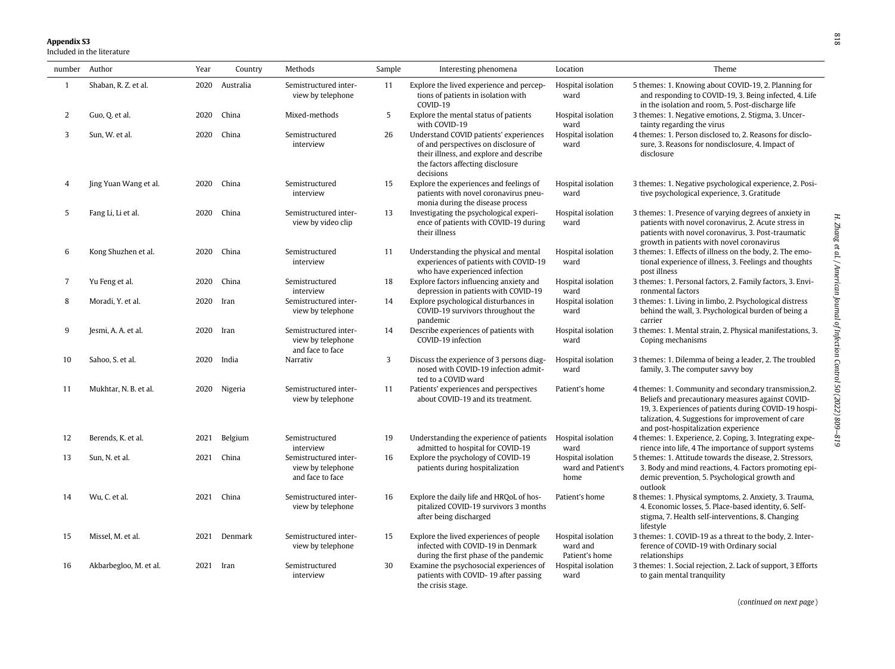**Appendix S3**

Included in the literature

| number | Author | Year | Country | Methods | Sample | Interesting phenomena | Location | Theme |
|---|---|---|---|---|---|---|---|---|
| 1 | Shaban, R. Z. et al. | 2020 | Australia | Semistructured interview by telephone | 11 | Explore the lived experience and perceptions of patients in isolation with COVID-19 | Hospital isolation ward | 5 themes: 1. Knowing about COVID-19, 2. Planning for and responding to COVID-19, 3. Being infected, 4. Life in the isolation and room, 5. Post-discharge life |
| 2 | Guo, Q. et al. | 2020 | China | Mixed-methods | 5 | Explore the mental status of patients with COVID-19 | Hospital isolation ward | 3 themes: 1. Negative emotions, 2. Stigma, 3. Uncertainty regarding the virus |
| 3 | Sun, W. et al. | 2020 | China | Semistructured interview | 26 | Understand COVID patients' experiences of and perspectives on disclosure of their illness, and explore and describe the factors affecting disclosure decisions | Hospital isolation ward | 4 themes: 1. Person disclosed to, 2. Reasons for disclosure, 3. Reasons for nondisclosure, 4. Impact of disclosure |
| 4 | Jing Yuan Wang et al. | 2020 | China | Semistructured interview | 15 | Explore the experiences and feelings of patients with novel coronavirus pneumonia during the disease process | Hospital isolation ward | 3 themes: 1. Negative psychological experience, 2. Positive psychological experience, 3. Gratitude |
| 5 | Fang Li, Li et al. | 2020 | China | Semistructured interview by video clip | 13 | Investigating the psychological experience of patients with COVID-19 during their illness | Hospital isolation ward | 3 themes: 1. Presence of varying degrees of anxiety in patients with novel coronavirus, 2. Acute stress in patients with novel coronavirus, 3. Post-traumatic growth in patients with novel coronavirus |
| 6 | Kong Shuzhen et al. | 2020 | China | Semistructured interview | 11 | Understanding the physical and mental experiences of patients with COVID-19 who have experienced infection | Hospital isolation ward | 3 themes: 1. Effects of illness on the body, 2. The emotional experience of illness, 3. Feelings and thoughts post illness |
| 7 | Yu Feng et al. | 2020 | China | Semistructured interview | 18 | Explore factors influencing anxiety and depression in patients with COVID-19 | Hospital isolation ward | 3 themes: 1. Personal factors, 2. Family factors, 3. Environmental factors |
| 8 | Moradi, Y. et al. | 2020 | Iran | Semistructured interview by telephone | 14 | Explore psychological disturbances in COVID-19 survivors throughout the pandemic | Hospital isolation ward | 3 themes: 1. Living in limbo, 2. Psychological distress behind the wall, 3. Psychological burden of being a carrier |
| 9 | Jesmi, A. A. et al. | 2020 | Iran | Semistructured interview by telephone and face to face | 14 | Describe experiences of patients with COVID-19 infection | Hospital isolation ward | 3 themes: 1. Mental strain, 2. Physical manifestations, 3. Coping mechanisms |
| 10 | Sahoo, S. et al. | 2020 | India | Narrativ | 3 | Discuss the experience of 3 persons diagnosed with COVID-19 infection admitted to a COVID ward | Hospital isolation ward | 3 themes: 1. Dilemma of being a leader, 2. The troubled family, 3. The computer savvy boy |
| 11 | Mukhtar, N. B. et al. | 2020 | Nigeria | Semistructured interview by telephone | 11 | Patients' experiences and perspectives about COVID-19 and its treatment. | Patient's home | 4 themes: 1. Community and secondary transmission,2. Beliefs and precautionary measures against COVID-19, 3. Experiences of patients during COVID-19 hospitalization, 4. Suggestions for improvement of care and post-hospitalization experience |
| 12 | Berends, K. et al. | 2021 | Belgium | Semistructured interview | 19 | Understanding the experience of patients admitted to hospital for COVID-19 | Hospital isolation ward | 4 themes: 1. Experience, 2. Coping, 3. Integrating experience into life, 4 The importance of support systems |
| 13 | Sun, N. et al. | 2021 | China | Semistructured interview by telephone and face to face | 16 | Explore the psychology of COVID-19 patients during hospitalization | Hospital isolation ward and Patient's home | 5 themes: 1. Attitude towards the disease, 2. Stressors, 3. Body and mind reactions, 4. Factors promoting epidemic prevention, 5. Psychological growth and outlook |
| 14 | Wu, C. et al. | 2021 | China | Semistructured interview by telephone | 16 | Explore the daily life and HRQoL of hospitalized COVID-19 survivors 3 months after being discharged | Patient's home | 8 themes: 1. Physical symptoms, 2. Anxiety, 3. Trauma, 4. Economic losses, 5. Place-based identity, 6. Self-stigma, 7. Health self-interventions, 8. Changing lifestyle |
| 15 | Missel, M. et al. | 2021 | Denmark | Semistructured interview by telephone | 15 | Explore the lived experiences of people infected with COVID-19 in Denmark during the first phase of the pandemic | Hospital isolation ward and Patient's home | 3 themes: 1. COVID-19 as a threat to the body, 2. Interference of COVID-19 with Ordinary social relationships |
| 16 | Akbarbegloo, M. et al. | 2021 | Iran | Semistructured interview | 30 | Examine the psychosocial experiences of patients with COVID- 19 after passing the crisis stage. | Hospital isolation ward | 3 themes: 1. Social rejection, 2. Lack of support, 3 Efforts to gain mental tranquility |

(*continued on next page*)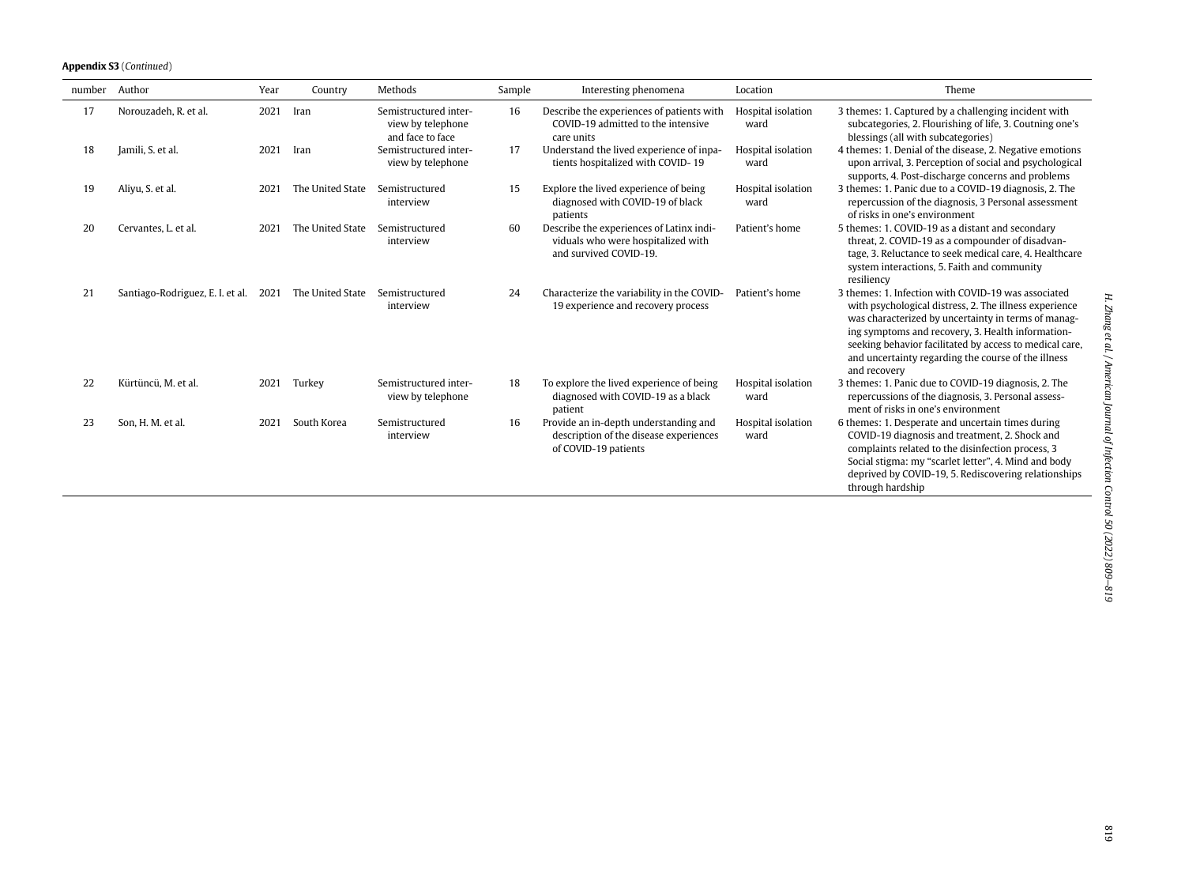**Appendix S3** (*Continued*)

| number | Author | Year | Country | Methods | Sample | Interesting phenomena | Location | Theme |
|---|---|---|---|---|---|---|---|---|
| 17 | Norouzadeh, R. et al. | 2021 | Iran | Semistructured interview by telephone and face to face | 16 | Describe the experiences of patients with COVID-19 admitted to the intensive care units | Hospital isolation ward | 3 themes: 1. Captured by a challenging incident with subcategories, 2. Flourishing of life, 3. Coutning one's blessings (all with subcategories) |
| 18 | Jamili, S. et al. | 2021 | Iran | Semistructured interview by telephone | 17 | Understand the lived experience of inpatients hospitalized with COVID- 19 | Hospital isolation ward | 4 themes: 1. Denial of the disease, 2. Negative emotions upon arrival, 3. Perception of social and psychological supports, 4. Post-discharge concerns and problems |
| 19 | Aliyu, S. et al. | 2021 | The United State | Semistructured interview | 15 | Explore the lived experience of being diagnosed with COVID-19 of black patients | Hospital isolation ward | 3 themes: 1. Panic due to a COVID-19 diagnosis, 2. The repercussion of the diagnosis, 3 Personal assessment of risks in one's environment |
| 20 | Cervantes, L. et al. | 2021 | The United State | Semistructured interview | 60 | Describe the experiences of Latinx individuals who were hospitalized with and survived COVID-19. | Patient's home | 5 themes: 1. COVID-19 as a distant and secondary threat, 2. COVID-19 as a compounder of disadvantage, 3. Reluctance to seek medical care, 4. Healthcare system interactions, 5. Faith and community resiliency |
| 21 | Santiago-Rodriguez, E. I. et al. | 2021 | The United State | Semistructured interview | 24 | Characterize the variability in the COVID-19 experience and recovery process | Patient's home | 3 themes: 1. Infection with COVID-19 was associated with psychological distress, 2. The illness experience was characterized by uncertainty in terms of managing symptoms and recovery, 3. Health information-seeking behavior facilitated by access to medical care, and uncertainty regarding the course of the illness and recovery |
| 22 | Kürtüncü, M. et al. | 2021 | Turkey | Semistructured interview by telephone | 18 | To explore the lived experience of being diagnosed with COVID-19 as a black patient | Hospital isolation ward | 3 themes: 1. Panic due to COVID-19 diagnosis, 2. The repercussions of the diagnosis, 3. Personal assessment of risks in one's environment |
| 23 | Son, H. M. et al. | 2021 | South Korea | Semistructured interview | 16 | Provide an in-depth understanding and description of the disease experiences of COVID-19 patients | Hospital isolation ward | 6 themes: 1. Desperate and uncertain times during COVID-19 diagnosis and treatment, 2. Shock and complaints related to the disinfection process, 3 Social stigma: my "scarlet letter", 4. Mind and body deprived by COVID-19, 5. Rediscovering relationships through hardship |